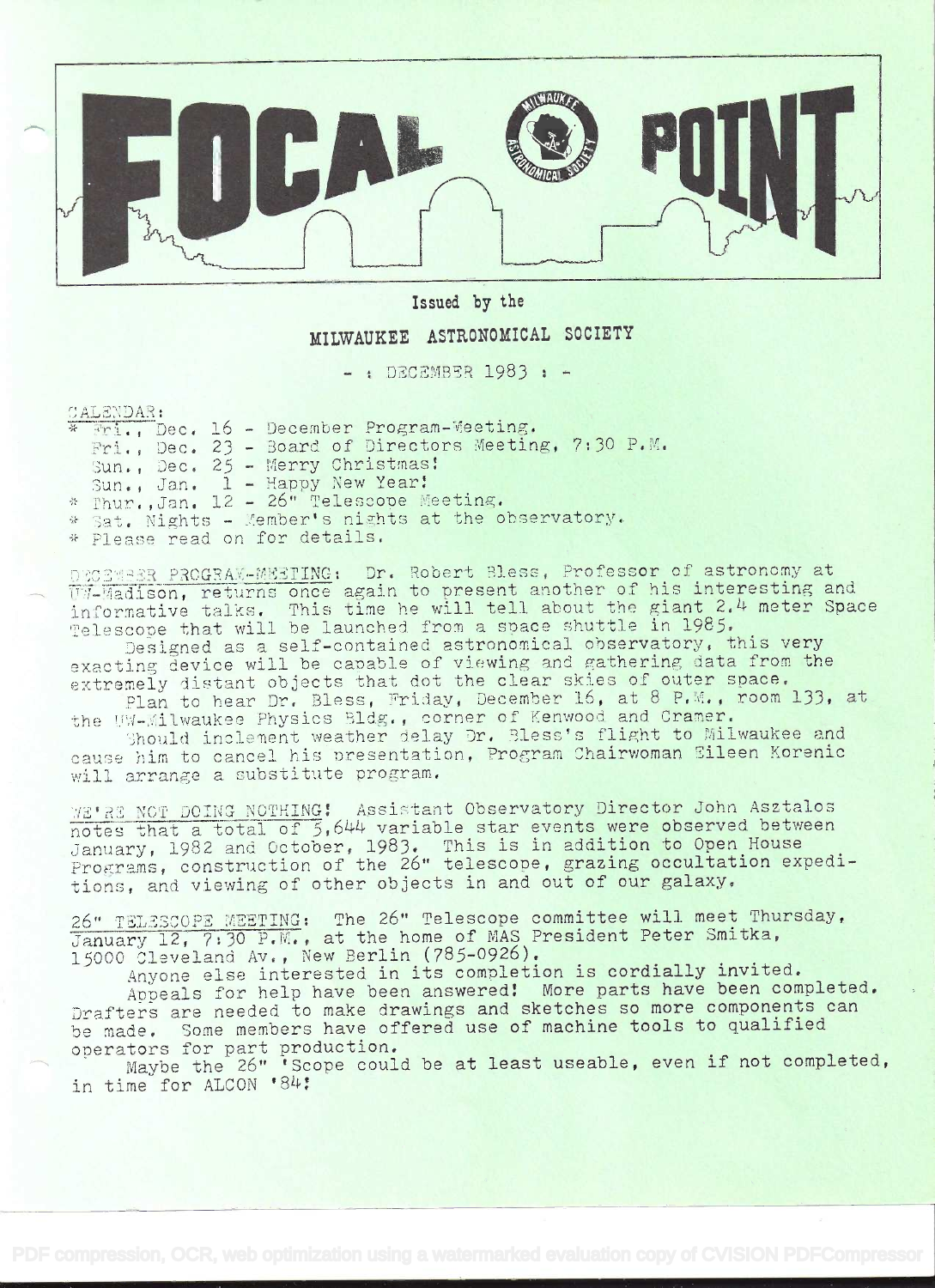# FOCAL POINT

Issued by the

MILWAUKEE ASTRONOMICAL SOCIETY

- : DECEMBER 1983 : -

CALENDAR:

- \* Fri., Dec. 16 - December Program-Meeting.
- Fri., Dec. 23 - Board of Directors Meeting, 7:30 P.M.
- Sun., Dec. 25 - Merry Christmas!
- Sun., Jan. 1 - Happy New Year!
- \* Thur., Jan. 12 - 26" Telescope Meeting.
- \* Sat. Nights - Member's nights at the observatory.
- \* Please read on for details.

DECEMBER PROGRAM-MEETING: Dr. Robert Bless, Professor of astronomy at UW-Madison, returns once again to present another of his interesting and informative talks. This time he will tell about the giant 2.4 meter Space Telescope that will be launched from a space shuttle in 1985.

Designed as a self-contained astronomical observatory, this very exacting device will be capable of viewing and gathering data from the extremely distant objects that dot the clear skies of outer space.

Plan to hear Dr. Bless, Friday, December 16, at 8 P.M., room 133, at the UW-Milwaukee Physics Bldg., corner of Kenwood and Cramer.

Should inclement weather delay Dr. Bless's flight to Milwaukee and cause him to cancel his presentation, Program Chairwoman Eileen Korenic will arrange a substitute program.

WE'RE NOT DOING NOTHING! Assistant Observatory Director John Asztalos notes that a total of 5,644 variable star events were observed between January, 1982 and October, 1983. This is in addition to Open House Programs, construction of the 26" telescope, grazing occultation expeditions, and viewing of other objects in and out of our galaxy.

26" TELESCOPE MEETING: The 26" Telescope committee will meet Thursday, January 12, 7:30 P.M., at the home of MAS President Peter Smitka, 15000 Cleveland Av., New Berlin (785-0926).

Anyone else interested in its completion is cordially invited.

Appeals for help have been answered! More parts have been completed. Drafters are needed to make drawings and sketches so more components can be made. Some members have offered use of machine tools to qualified operators for part production.

Maybe the 26" 'Scope could be at least useable, even if not completed, in time for ALCON '84!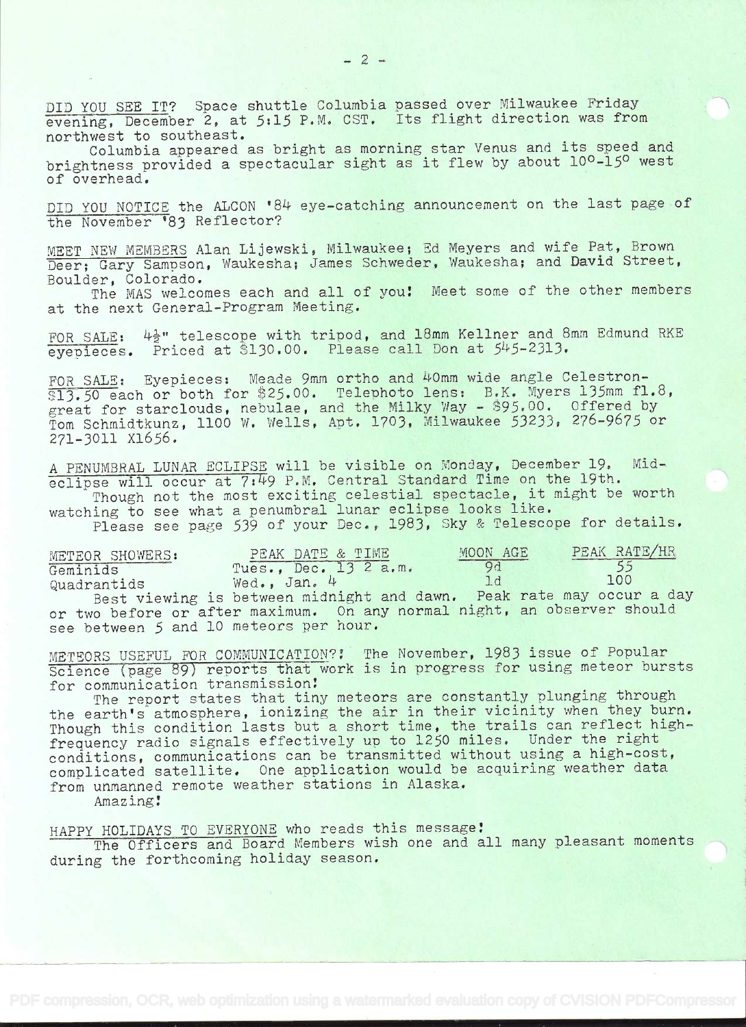DID YOU SEE IT? Space shuttle Columbia passed over Milwaukee Friday evening, December 2, at 5:15 P.M. CST. Its flight direction was from northwest to southeast.

Columbia appeared as bright as morning star Venus and its speed and brightness provided a spectacular sight as it flew by about 10°-15° west of overhead.

DID YOU NOTICE the ALCON '84 eye-catching announcement on the last page of the November '83 Reflector?

MEET NEW MEMBERS Alan Lijewski, Milwaukee; Ed Meyers and wife Pat, Brown Deer; Gary Sampson, Waukesha; James Schweder, Waukesha; and David Street, Boulder, Colorado.

The MAS welcomes each and all of you! Meet some of the other members at the next General-Program Meeting.

FOR SALE: 4½" telescope with tripod, and 18mm Kellner and 8mm Edmund RKE eyepieces. Priced at $130.00. Please call Don at 545-2313.

FOR SALE: Eyepieces: Meade 9mm ortho and 40mm wide angle Celestron- $13.50 each or both for $25.00. Telephoto lens: B.K. Myers 135mm f1.8, great for starclouds, nebulae, and the Milky Way - $95.00. Offered by Tom Schmidtkunz, 1100 W. Wells, Apt. 1703, Milwaukee 53233, 276-9675 or 271-3011 X1656.

A PENUMBRAL LUNAR ECLIPSE will be visible on Monday, December 19. Mid-eclipse will occur at 7:49 P.M. Central Standard Time on the 19th.

Though not the most exciting celestial spectacle, it might be worth watching to see what a penumbral lunar eclipse looks like.

Please see page 539 of your Dec., 1983, Sky & Telescope for details.

| METEOR SHOWERS: | PEAK DATE & TIME | MOON AGE | PEAK RATE/HR |
|---|---|---|---|
| Geminids | Tues., Dec. 13 2 a.m. | 9d | 55 |
| Quadrantids | Wed., Jan. 4 | 1d | 100 |

Best viewing is between midnight and dawn. Peak rate may occur a day or two before or after maximum. On any normal night, an observer should see between 5 and 10 meteors per hour.

METEORS USEFUL FOR COMMUNICATION?! The November, 1983 issue of Popular Science (page 89) reports that work is in progress for using meteor bursts for communication transmission!

The report states that tiny meteors are constantly plunging through the earth's atmosphere, ionizing the air in their vicinity when they burn. Though this condition lasts but a short time, the trails can reflect high-frequency radio signals effectively up to 1250 miles. Under the right conditions, communications can be transmitted without using a high-cost, complicated satellite. One application would be acquiring weather data from unmanned remote weather stations in Alaska.

Amazing!

HAPPY HOLIDAYS TO EVERYONE who reads this message!

The Officers and Board Members wish one and all many pleasant moments during the forthcoming holiday season.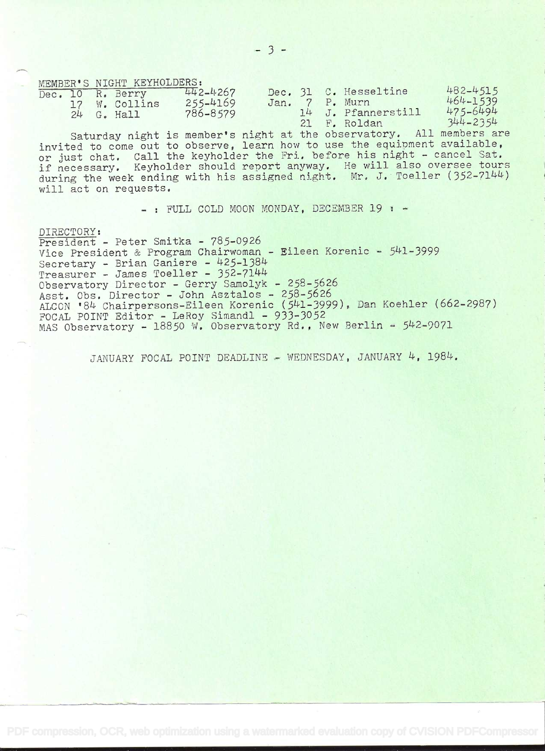MEMBER'S NIGHT KEYHOLDERS:

| | | | | | | |
|---|---|---|---|---|---|---|
| Dec. 10 | R. Berry | 442-4267 | | Dec. 31 | C. Hesseltine | 482-4515 |
| 17 | W. Collins | 255-4169 | | Jan. 7 | P. Murn | 464-1539 |
| 24 | G. Hall | 786-8579 | | 14 | J. Pfannerstill | 475-6494 |
| | | | | 21 | F. Roldan | 344-2354 |

Saturday night is member's night at the observatory. All members are invited to come out to observe, learn how to use the equipment available, or just chat. Call the keyholder the Fri. before his night - cancel Sat. if necessary. Keyholder should report anyway. He will also oversee tours during the week ending with his assigned night. Mr. J. Toeller (352-7144) will act on requests.

- : FULL COLD MOON MONDAY, DECEMBER 19 : -

DIRECTORY:

President - Peter Smitka - 785-0926
Vice President & Program Chairwoman - Eileen Korenic - 541-3999
Secretary - Brian Ganiere - 425-1384
Treasurer - James Toeller - 352-7144
Observatory Director - Gerry Samolyk - 258-5626
Asst. Obs. Director - John Asztalos - 258-5626
ALCON '84 Chairpersons-Eileen Korenic (541-3999), Dan Koehler (662-2987)
FOCAL POINT Editor - LeRoy Simandl - 933-3052
MAS Observatory - 18850 W. Observatory Rd., New Berlin - 542-9071

JANUARY FOCAL POINT DEADLINE - WEDNESDAY, JANUARY 4, 1984.